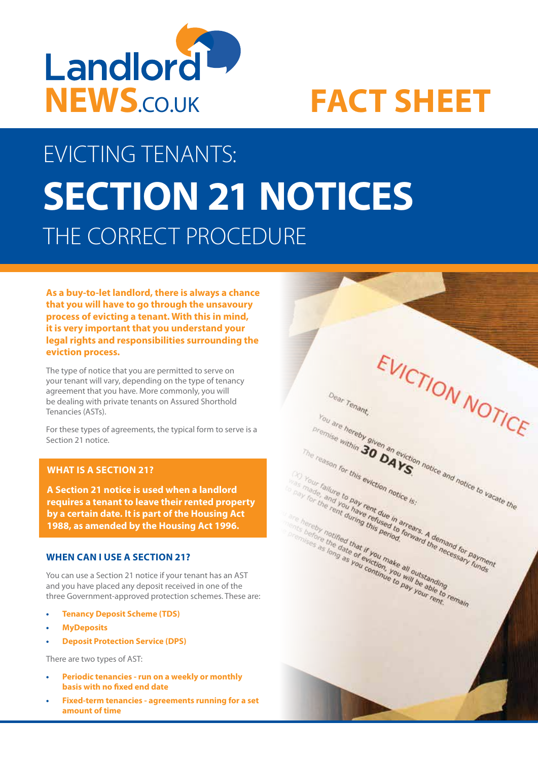Landlord NEWS.CO.UK

FACT SHEET

# EVICTING TENANTS: SECTION 21 NOTICES THE CORRECT PROCEDURE

**As a buy-to-let landlord, there is always a chance that you will have to go through the unsavoury process of evicting a tenant. With this in mind, it is very important that you understand your legal rights and responsibilities surrounding the eviction process.**

The type of notice that you are permitted to serve on your tenant will vary, depending on the type of tenancy agreement that you have. More commonly, you will be dealing with private tenants on Assured Shorthold Tenancies (ASTs).

For these types of agreements, the typical form to serve is a Section 21 notice.

## WHAT IS A SECTION 21?

**A Section 21 notice is used when a landlord requires a tenant to leave their rented property by a certain date. It is part of the Housing Act 1988, as amended by the Housing Act 1996.**

## WHEN CAN I USE A SECTION 21?

You can use a Section 21 notice if your tenant has an AST and you have placed any deposit received in one of the three Government-approved protection schemes. These are:

- **Tenancy Deposit Scheme (TDS)**
- **MyDeposits**
- **Deposit Protection Service (DPS)**

There are two types of AST:

- **Periodic tenancies - run on a weekly or monthly basis with no fixed end date**
- **Fixed-term tenancies - agreements running for a set amount of time**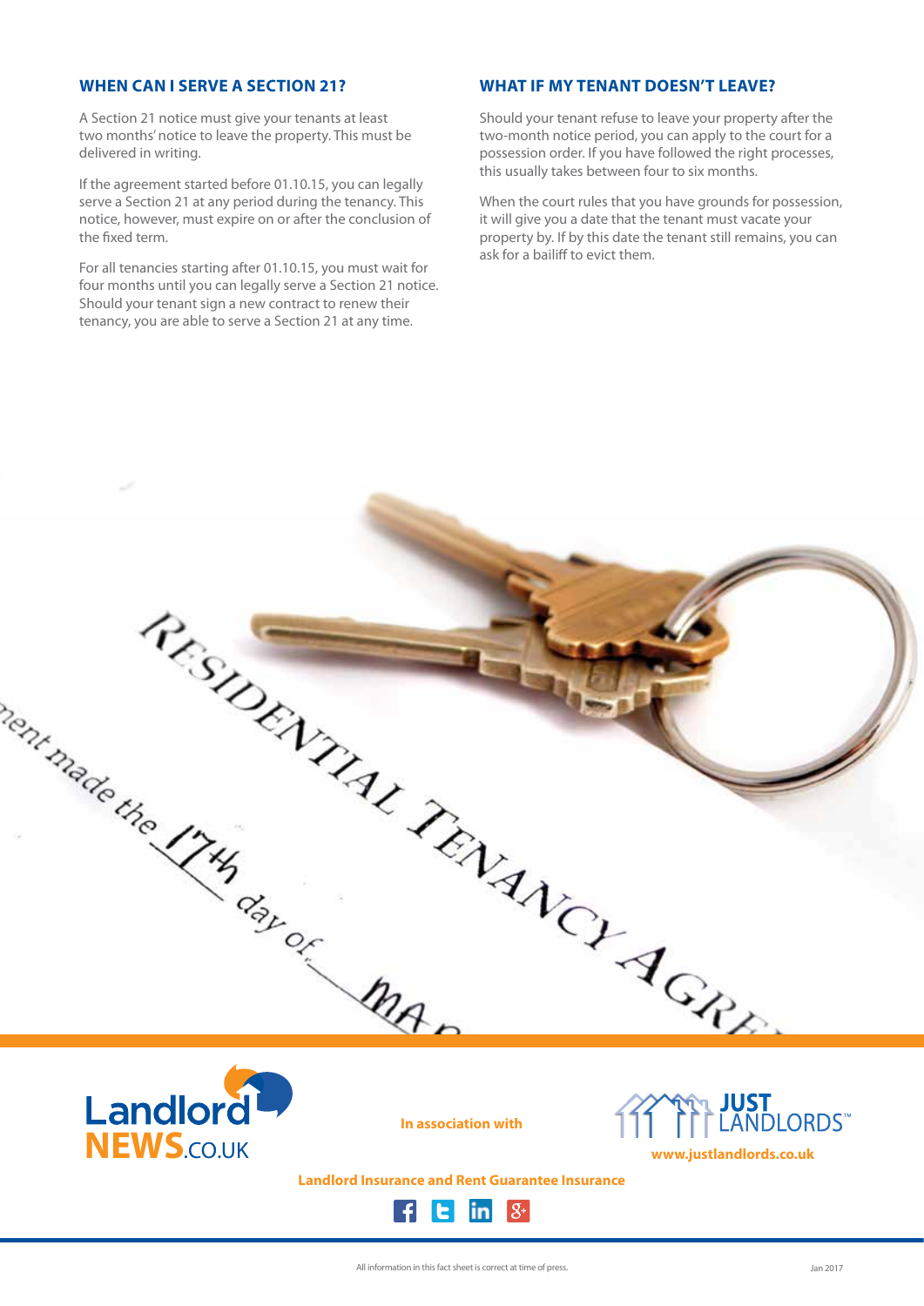## WHEN CAN I SERVE A SECTION 21?

A Section 21 notice must give your tenants at least two months' notice to leave the property. This must be delivered in writing.

If the agreement started before 01.10.15, you can legally serve a Section 21 at any period during the tenancy. This notice, however, must expire on or after the conclusion of the fixed term.

For all tenancies starting after 01.10.15, you must wait for four months until you can legally serve a Section 21 notice. Should your tenant sign a new contract to renew their tenancy, you are able to serve a Section 21 at any time.

## WHAT IF MY TENANT DOESN'T LEAVE?

Should your tenant refuse to leave your property after the two-month notice period, you can apply to the court for a possession order. If you have followed the right processes, this usually takes between four to six months.

When the court rules that you have grounds for possession, it will give you a date that the tenant must vacate your property by. If by this date the tenant still remains, you can ask for a bailiff to evict them.

Landlord NEWS.CO.UK

In association with

JUST LANDLORDS™

www.justlandlords.co.uk

Landlord Insurance and Rent Guarantee Insurance

All information in this fact sheet is correct at time of press.

Jan 2017